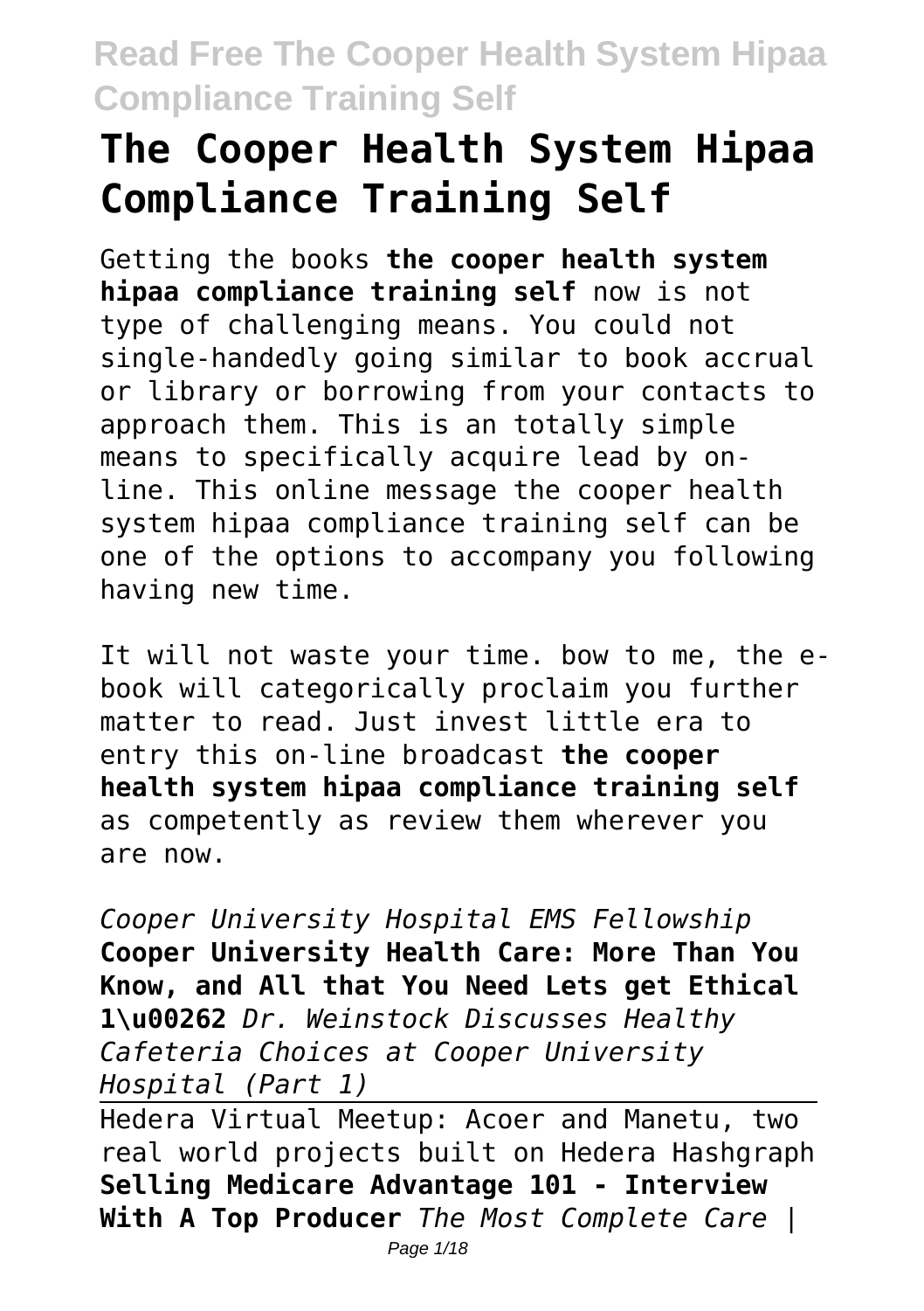# The Cooper Health System Hipaa Compliance Training Self

Getting the books **the cooper health system hipaa compliance training self** now is not type of challenging means. You could not single-handedly going similar to book accrual or library or borrowing from your contacts to approach them. This is an totally simple means to specifically acquire lead by on-line. This online message the cooper health system hipaa compliance training self can be one of the options to accompany you following having new time.

It will not waste your time. bow to me, the e-book will categorically proclaim you further matter to read. Just invest little era to entry this on-line broadcast **the cooper health system hipaa compliance training self** as competently as review them wherever you are now.

*Cooper University Hospital EMS Fellowship* **Cooper University Health Care: More Than You Know, and All that You Need Lets get Ethical 1\u00262** *Dr. Weinstock Discusses Healthy Cafeteria Choices at Cooper University Hospital (Part 1)*

Hedera Virtual Meetup: Acoer and Manetu, two real world projects built on Hedera Hashgraph **Selling Medicare Advantage 101 - Interview With A Top Producer** *The Most Complete Care |*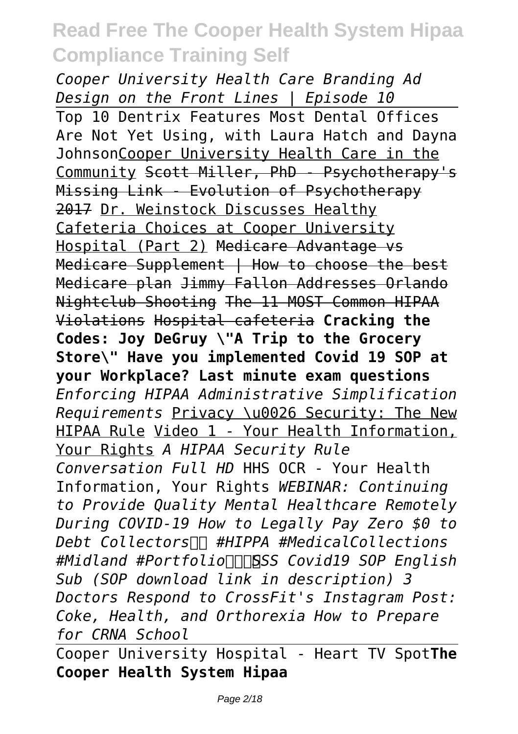*Cooper University Health Care Branding Ad Design on the Front Lines | Episode 10*

Top 10 Dentrix Features Most Dental Offices Are Not Yet Using, with Laura Hatch and Dayna JohnsonCooper University Health Care in the Community ~~Scott Miller, PhD - Psychotherapy's Missing Link - Evolution of Psychotherapy 2017~~ Dr. Weinstock Discusses Healthy Cafeteria Choices at Cooper University Hospital (Part 2) ~~Medicare Advantage vs Medicare Supplement | How to choose the best Medicare plan~~ ~~Jimmy Fallon Addresses Orlando Nightclub Shooting~~ ~~The 11 MOST Common HIPAA Violations~~ ~~Hospital cafeteria~~ **Cracking the Codes: Joy DeGruy \"A Trip to the Grocery Store\" Have you implemented Covid 19 SOP at your Workplace? Last minute exam questions** *Enforcing HIPAA Administrative Simplification Requirements* Privacy \u0026 Security: The New HIPAA Rule Video 1 - Your Health Information, Your Rights *A HIPAA Security Rule Conversation Full HD* HHS OCR - Your Health Information, Your Rights *WEBINAR: Continuing to Provide Quality Mental Healthcare Remotely During COVID-19 How to Legally Pay Zero $0 to Debt Collectors #HIPPA #MedicalCollections #Midland #Portfolio SSS Covid19 SOP English Sub (SOP download link in description) 3 Doctors Respond to CrossFit's Instagram Post: Coke, Health, and Orthorexia How to Prepare for CRNA School*

Cooper University Hospital - Heart TV Spot**The Cooper Health System Hipaa**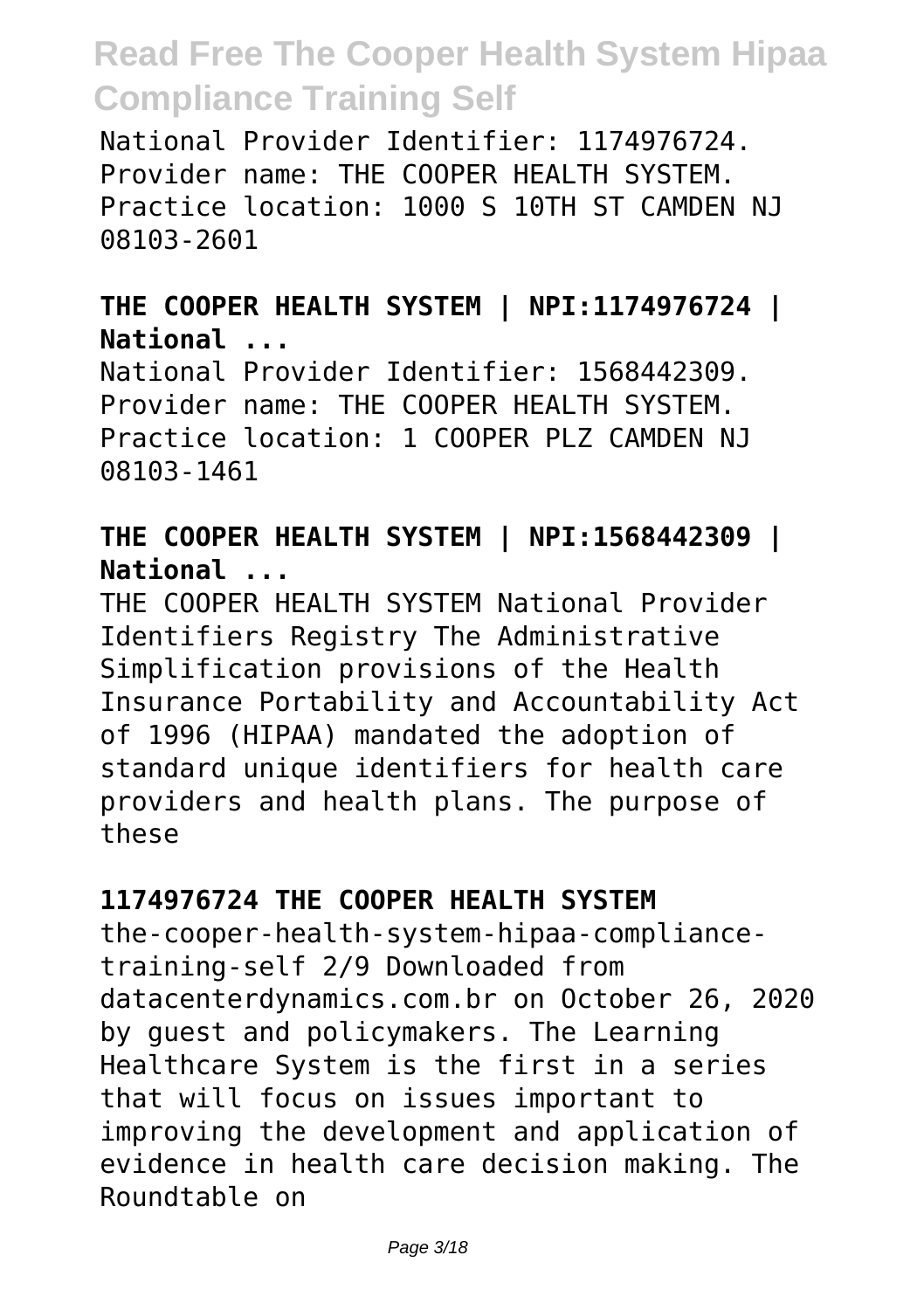National Provider Identifier: 1174976724. Provider name: THE COOPER HEALTH SYSTEM. Practice location: 1000 S 10TH ST CAMDEN NJ 08103-2601

**THE COOPER HEALTH SYSTEM | NPI:1174976724 | National ...**

National Provider Identifier: 1568442309. Provider name: THE COOPER HEALTH SYSTEM. Practice location: 1 COOPER PLZ CAMDEN NJ 08103-1461

**THE COOPER HEALTH SYSTEM | NPI:1568442309 | National ...**

THE COOPER HEALTH SYSTEM National Provider Identifiers Registry The Administrative Simplification provisions of the Health Insurance Portability and Accountability Act of 1996 (HIPAA) mandated the adoption of standard unique identifiers for health care providers and health plans. The purpose of these

**1174976724 THE COOPER HEALTH SYSTEM**

the-cooper-health-system-hipaa-compliance-training-self 2/9 Downloaded from datacenterdynamics.com.br on October 26, 2020 by guest and policymakers. The Learning Healthcare System is the first in a series that will focus on issues important to improving the development and application of evidence in health care decision making. The Roundtable on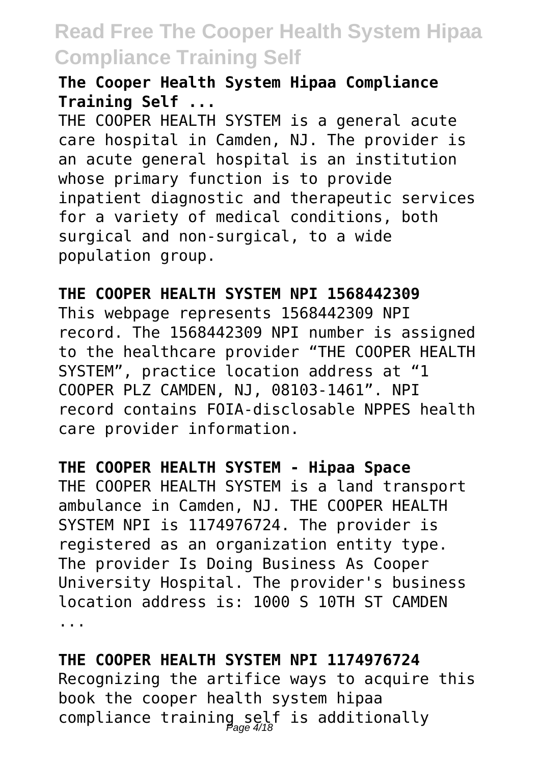**The Cooper Health System Hipaa Compliance Training Self ...**

THE COOPER HEALTH SYSTEM is a general acute care hospital in Camden, NJ. The provider is an acute general hospital is an institution whose primary function is to provide inpatient diagnostic and therapeutic services for a variety of medical conditions, both surgical and non-surgical, to a wide population group.

**THE COOPER HEALTH SYSTEM NPI 1568442309**

This webpage represents 1568442309 NPI record. The 1568442309 NPI number is assigned to the healthcare provider "THE COOPER HEALTH SYSTEM", practice location address at "1 COOPER PLZ CAMDEN, NJ, 08103-1461". NPI record contains FOIA-disclosable NPPES health care provider information.

**THE COOPER HEALTH SYSTEM - Hipaa Space**

THE COOPER HEALTH SYSTEM is a land transport ambulance in Camden, NJ. THE COOPER HEALTH SYSTEM NPI is 1174976724. The provider is registered as an organization entity type. The provider Is Doing Business As Cooper University Hospital. The provider's business location address is: 1000 S 10TH ST CAMDEN ...

**THE COOPER HEALTH SYSTEM NPI 1174976724**

Recognizing the artifice ways to acquire this book the cooper health system hipaa compliance training self is additionally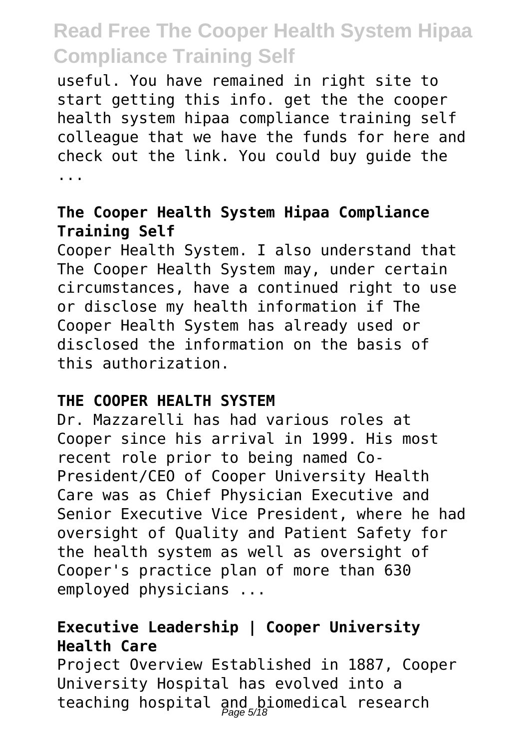useful. You have remained in right site to start getting this info. get the the cooper health system hipaa compliance training self colleague that we have the funds for here and check out the link. You could buy guide the ...

### The Cooper Health System Hipaa Compliance Training Self

Cooper Health System. I also understand that The Cooper Health System may, under certain circumstances, have a continued right to use or disclose my health information if The Cooper Health System has already used or disclosed the information on the basis of this authorization.

### THE COOPER HEALTH SYSTEM

Dr. Mazzarelli has had various roles at Cooper since his arrival in 1999. His most recent role prior to being named Co-President/CEO of Cooper University Health Care was as Chief Physician Executive and Senior Executive Vice President, where he had oversight of Quality and Patient Safety for the health system as well as oversight of Cooper's practice plan of more than 630 employed physicians ...

### Executive Leadership | Cooper University Health Care

Project Overview Established in 1887, Cooper University Hospital has evolved into a teaching hospital and biomedical research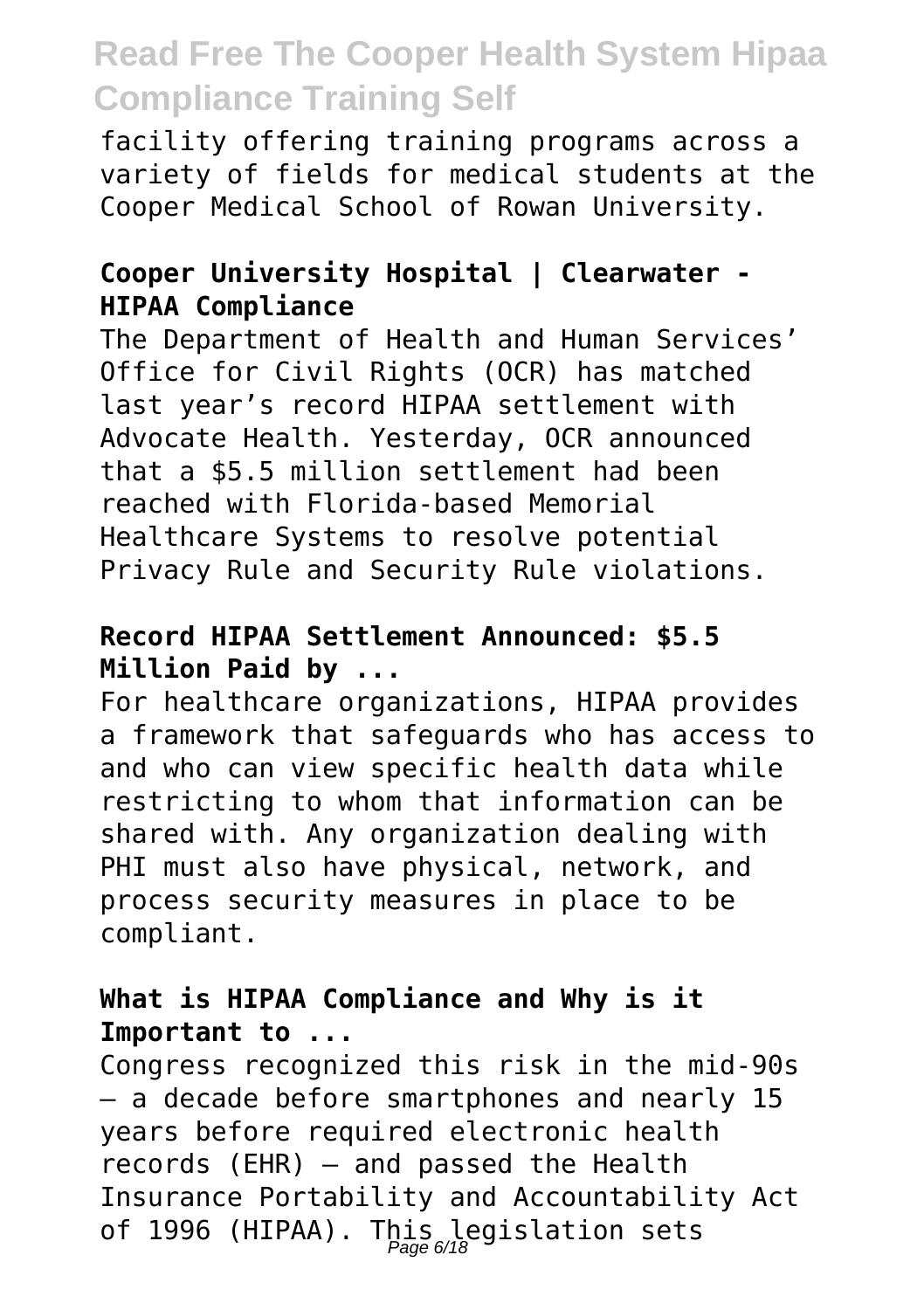facility offering training programs across a variety of fields for medical students at the Cooper Medical School of Rowan University.

**Cooper University Hospital | Clearwater - HIPAA Compliance**

The Department of Health and Human Services' Office for Civil Rights (OCR) has matched last year's record HIPAA settlement with Advocate Health. Yesterday, OCR announced that a $5.5 million settlement had been reached with Florida-based Memorial Healthcare Systems to resolve potential Privacy Rule and Security Rule violations.

**Record HIPAA Settlement Announced: $5.5 Million Paid by ...**

For healthcare organizations, HIPAA provides a framework that safeguards who has access to and who can view specific health data while restricting to whom that information can be shared with. Any organization dealing with PHI must also have physical, network, and process security measures in place to be compliant.

**What is HIPAA Compliance and Why is it Important to ...**

Congress recognized this risk in the mid-90s — a decade before smartphones and nearly 15 years before required electronic health records (EHR) — and passed the Health Insurance Portability and Accountability Act of 1996 (HIPAA). This legislation sets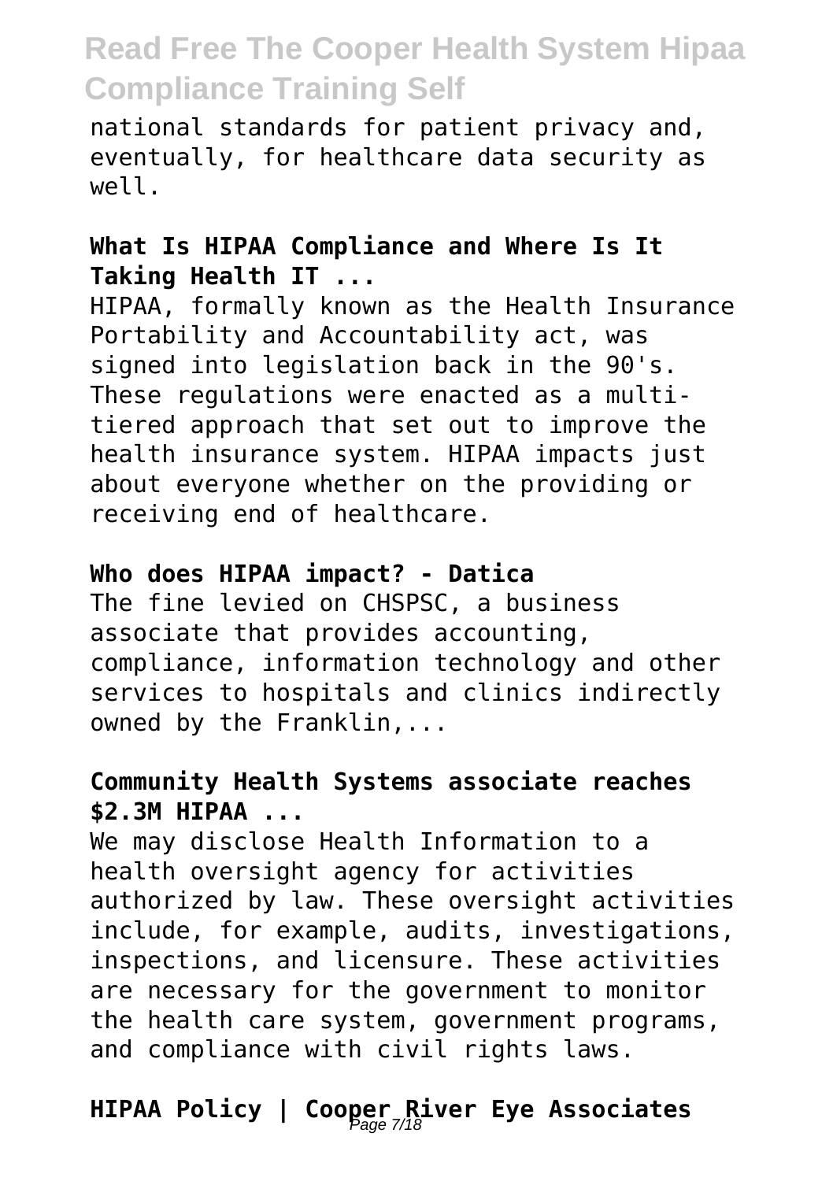national standards for patient privacy and, eventually, for healthcare data security as well.

**What Is HIPAA Compliance and Where Is It Taking Health IT ...**

HIPAA, formally known as the Health Insurance Portability and Accountability act, was signed into legislation back in the 90's. These regulations were enacted as a multi-tiered approach that set out to improve the health insurance system. HIPAA impacts just about everyone whether on the providing or receiving end of healthcare.

**Who does HIPAA impact? - Datica**

The fine levied on CHSPSC, a business associate that provides accounting, compliance, information technology and other services to hospitals and clinics indirectly owned by the Franklin,...

**Community Health Systems associate reaches $2.3M HIPAA ...**

We may disclose Health Information to a health oversight agency for activities authorized by law. These oversight activities include, for example, audits, investigations, inspections, and licensure. These activities are necessary for the government to monitor the health care system, government programs, and compliance with civil rights laws.

**HIPAA Policy | Cooper River Eye Associates**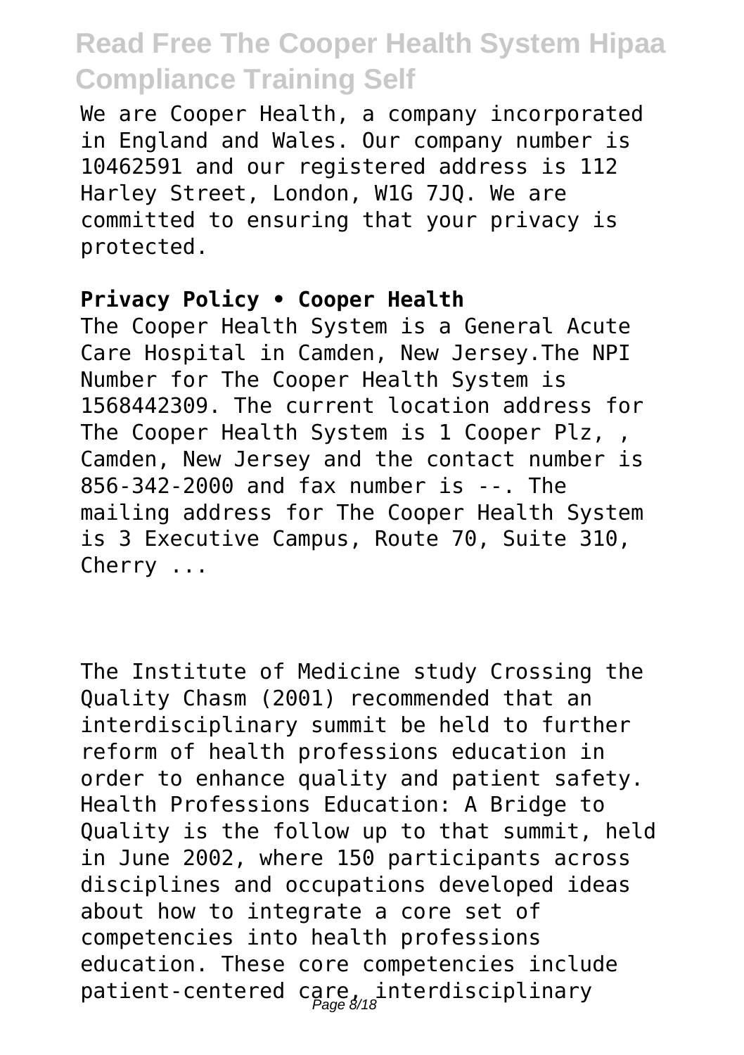We are Cooper Health, a company incorporated in England and Wales. Our company number is 10462591 and our registered address is 112 Harley Street, London, W1G 7JQ. We are committed to ensuring that your privacy is protected.

**Privacy Policy • Cooper Health**

The Cooper Health System is a General Acute Care Hospital in Camden, New Jersey.The NPI Number for The Cooper Health System is 1568442309. The current location address for The Cooper Health System is 1 Cooper Plz, , Camden, New Jersey and the contact number is 856-342-2000 and fax number is --. The mailing address for The Cooper Health System is 3 Executive Campus, Route 70, Suite 310, Cherry ...

The Institute of Medicine study Crossing the Quality Chasm (2001) recommended that an interdisciplinary summit be held to further reform of health professions education in order to enhance quality and patient safety. Health Professions Education: A Bridge to Quality is the follow up to that summit, held in June 2002, where 150 participants across disciplines and occupations developed ideas about how to integrate a core set of competencies into health professions education. These core competencies include patient-centered care, interdisciplinary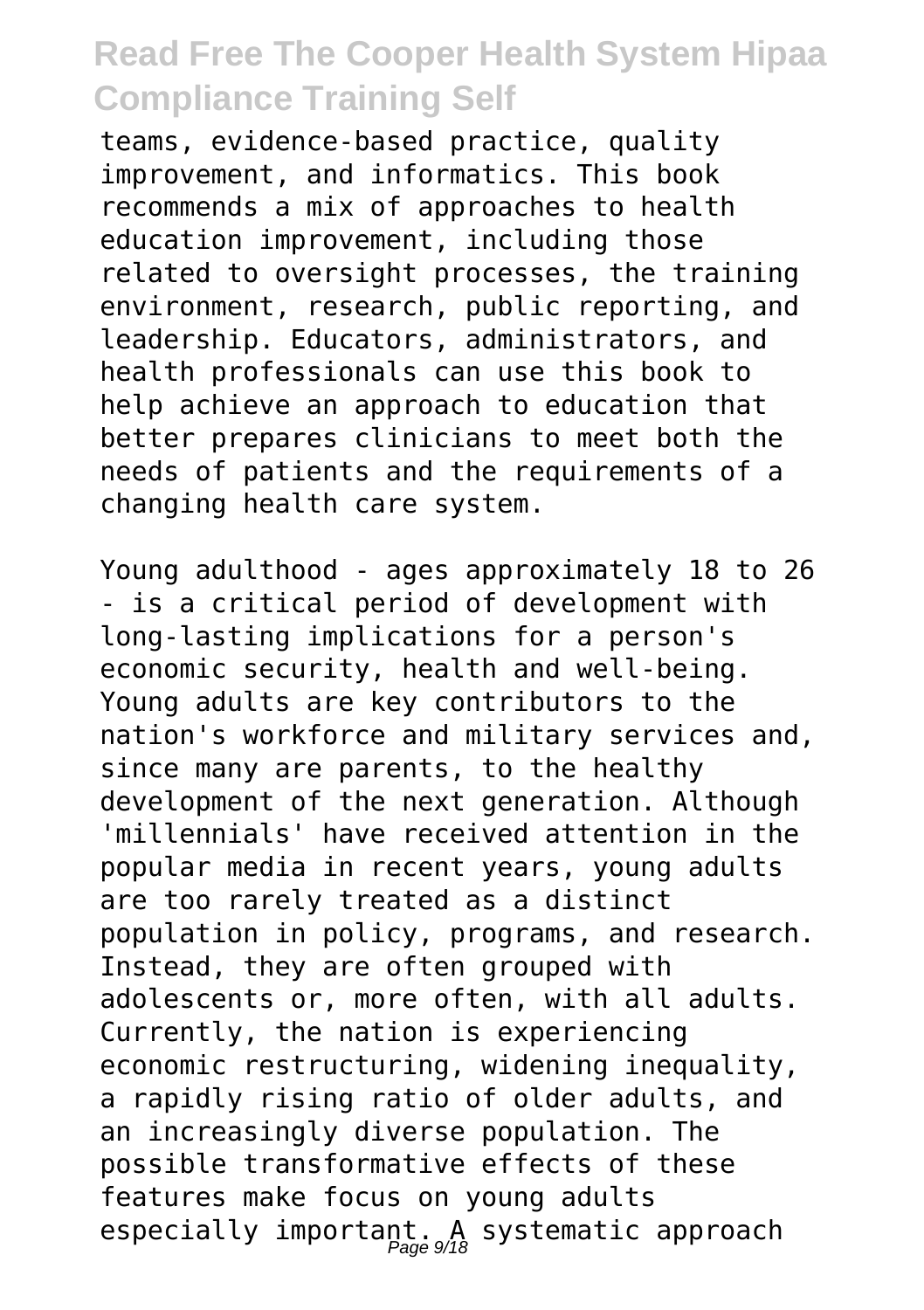teams, evidence-based practice, quality improvement, and informatics. This book recommends a mix of approaches to health education improvement, including those related to oversight processes, the training environment, research, public reporting, and leadership. Educators, administrators, and health professionals can use this book to help achieve an approach to education that better prepares clinicians to meet both the needs of patients and the requirements of a changing health care system.

Young adulthood - ages approximately 18 to 26 - is a critical period of development with long-lasting implications for a person's economic security, health and well-being. Young adults are key contributors to the nation's workforce and military services and, since many are parents, to the healthy development of the next generation. Although 'millennials' have received attention in the popular media in recent years, young adults are too rarely treated as a distinct population in policy, programs, and research. Instead, they are often grouped with adolescents or, more often, with all adults. Currently, the nation is experiencing economic restructuring, widening inequality, a rapidly rising ratio of older adults, and an increasingly diverse population. The possible transformative effects of these features make focus on young adults especially important. A systematic approach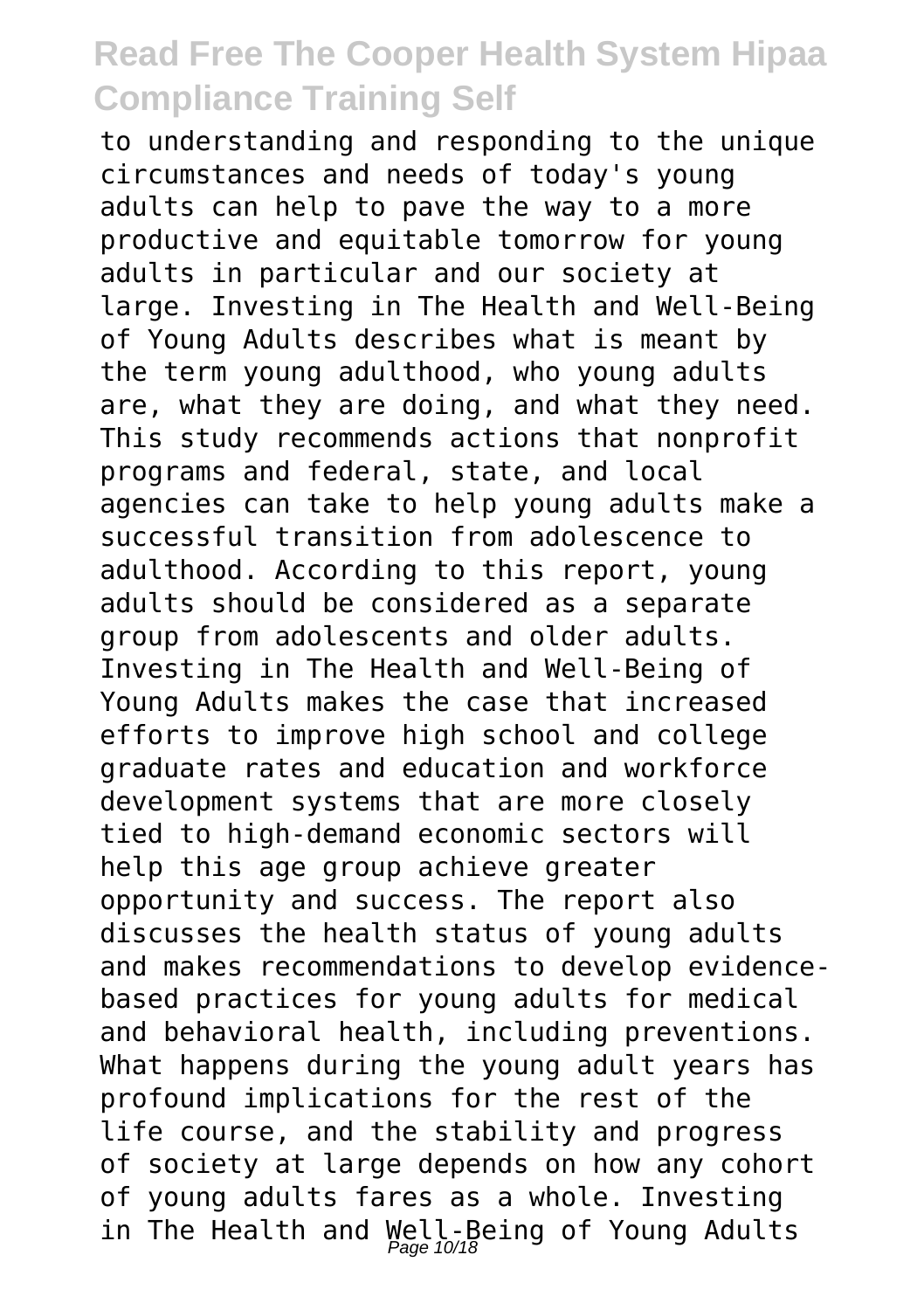to understanding and responding to the unique circumstances and needs of today's young adults can help to pave the way to a more productive and equitable tomorrow for young adults in particular and our society at large. Investing in The Health and Well-Being of Young Adults describes what is meant by the term young adulthood, who young adults are, what they are doing, and what they need. This study recommends actions that nonprofit programs and federal, state, and local agencies can take to help young adults make a successful transition from adolescence to adulthood. According to this report, young adults should be considered as a separate group from adolescents and older adults. Investing in The Health and Well-Being of Young Adults makes the case that increased efforts to improve high school and college graduate rates and education and workforce development systems that are more closely tied to high-demand economic sectors will help this age group achieve greater opportunity and success. The report also discusses the health status of young adults and makes recommendations to develop evidence-based practices for young adults for medical and behavioral health, including preventions. What happens during the young adult years has profound implications for the rest of the life course, and the stability and progress of society at large depends on how any cohort of young adults fares as a whole. Investing in The Health and Well-Being of Young Adults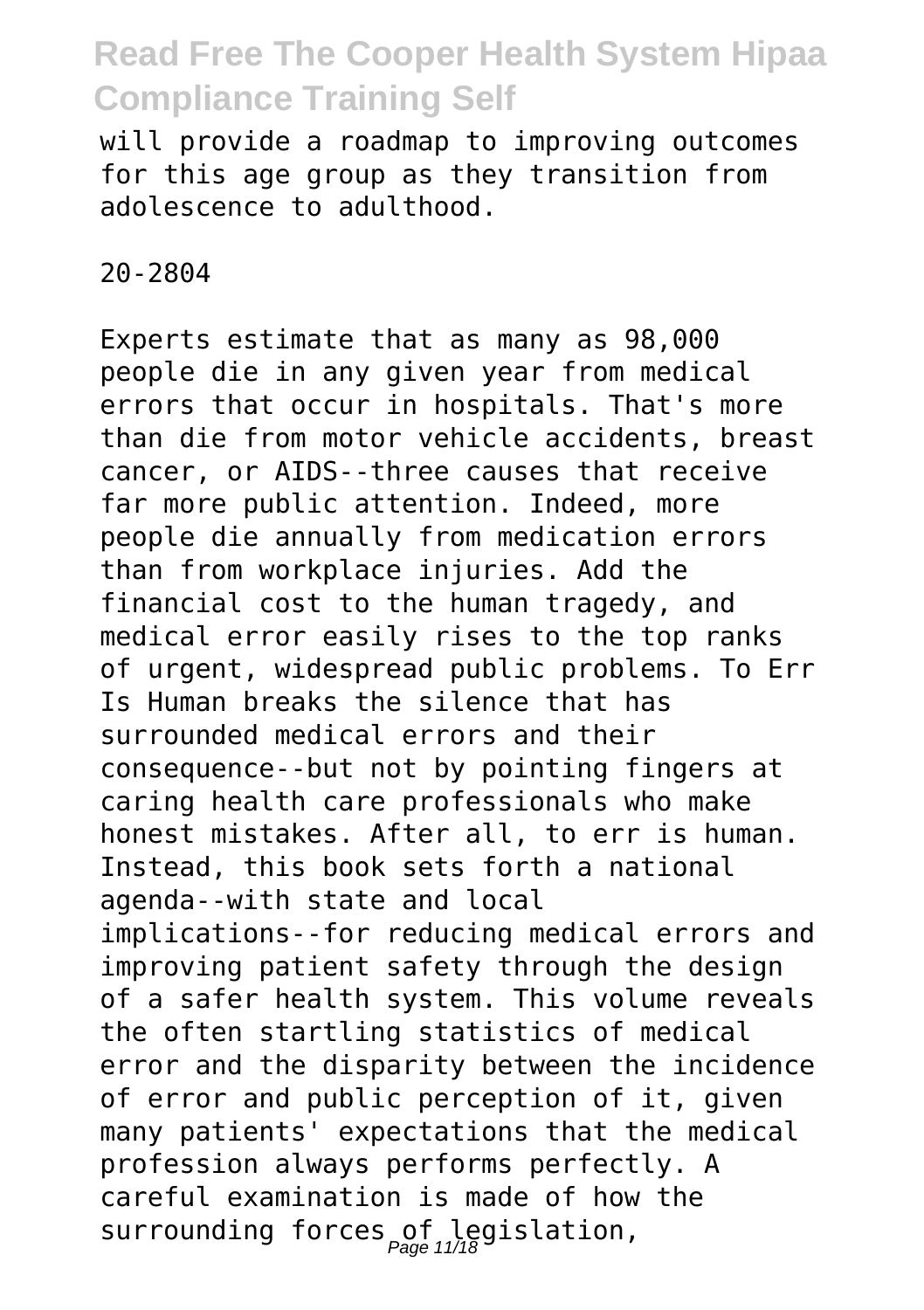will provide a roadmap to improving outcomes for this age group as they transition from adolescence to adulthood.

20-2804

Experts estimate that as many as 98,000 people die in any given year from medical errors that occur in hospitals. That's more than die from motor vehicle accidents, breast cancer, or AIDS--three causes that receive far more public attention. Indeed, more people die annually from medication errors than from workplace injuries. Add the financial cost to the human tragedy, and medical error easily rises to the top ranks of urgent, widespread public problems. To Err Is Human breaks the silence that has surrounded medical errors and their consequence--but not by pointing fingers at caring health care professionals who make honest mistakes. After all, to err is human. Instead, this book sets forth a national agenda--with state and local implications--for reducing medical errors and improving patient safety through the design of a safer health system. This volume reveals the often startling statistics of medical error and the disparity between the incidence of error and public perception of it, given many patients' expectations that the medical profession always performs perfectly. A careful examination is made of how the surrounding forces of legislation,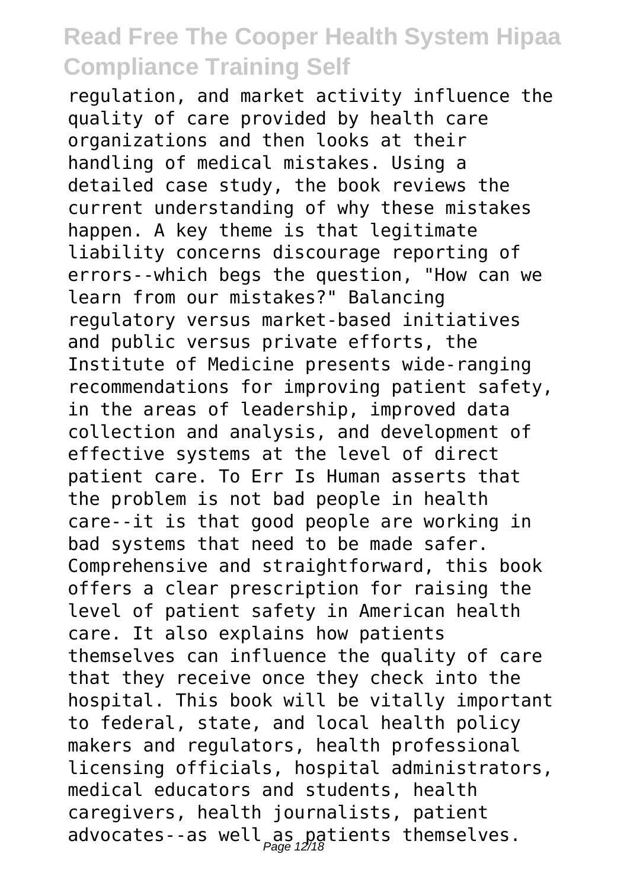regulation, and market activity influence the quality of care provided by health care organizations and then looks at their handling of medical mistakes. Using a detailed case study, the book reviews the current understanding of why these mistakes happen. A key theme is that legitimate liability concerns discourage reporting of errors--which begs the question, "How can we learn from our mistakes?" Balancing regulatory versus market-based initiatives and public versus private efforts, the Institute of Medicine presents wide-ranging recommendations for improving patient safety, in the areas of leadership, improved data collection and analysis, and development of effective systems at the level of direct patient care. To Err Is Human asserts that the problem is not bad people in health care--it is that good people are working in bad systems that need to be made safer. Comprehensive and straightforward, this book offers a clear prescription for raising the level of patient safety in American health care. It also explains how patients themselves can influence the quality of care that they receive once they check into the hospital. This book will be vitally important to federal, state, and local health policy makers and regulators, health professional licensing officials, hospital administrators, medical educators and students, health caregivers, health journalists, patient advocates--as well as patients themselves.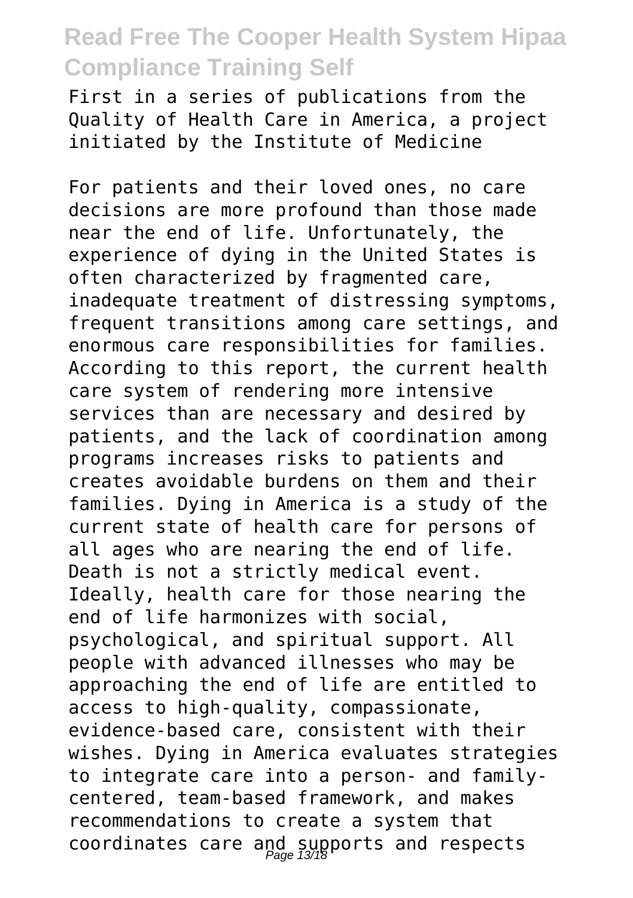First in a series of publications from the Quality of Health Care in America, a project initiated by the Institute of Medicine

For patients and their loved ones, no care decisions are more profound than those made near the end of life. Unfortunately, the experience of dying in the United States is often characterized by fragmented care, inadequate treatment of distressing symptoms, frequent transitions among care settings, and enormous care responsibilities for families. According to this report, the current health care system of rendering more intensive services than are necessary and desired by patients, and the lack of coordination among programs increases risks to patients and creates avoidable burdens on them and their families. Dying in America is a study of the current state of health care for persons of all ages who are nearing the end of life. Death is not a strictly medical event. Ideally, health care for those nearing the end of life harmonizes with social, psychological, and spiritual support. All people with advanced illnesses who may be approaching the end of life are entitled to access to high-quality, compassionate, evidence-based care, consistent with their wishes. Dying in America evaluates strategies to integrate care into a person- and family-centered, team-based framework, and makes recommendations to create a system that coordinates care and supports and respects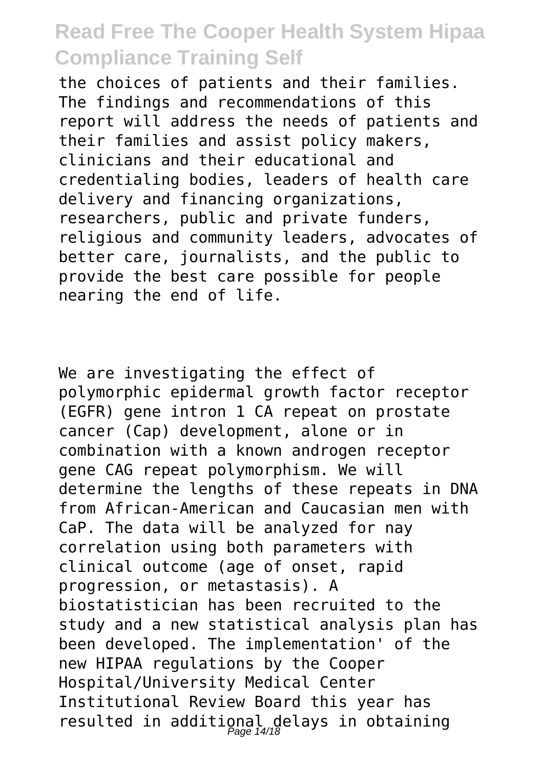the choices of patients and their families. The findings and recommendations of this report will address the needs of patients and their families and assist policy makers, clinicians and their educational and credentialing bodies, leaders of health care delivery and financing organizations, researchers, public and private funders, religious and community leaders, advocates of better care, journalists, and the public to provide the best care possible for people nearing the end of life.

We are investigating the effect of polymorphic epidermal growth factor receptor (EGFR) gene intron 1 CA repeat on prostate cancer (Cap) development, alone or in combination with a known androgen receptor gene CAG repeat polymorphism. We will determine the lengths of these repeats in DNA from African-American and Caucasian men with CaP. The data will be analyzed for nay correlation using both parameters with clinical outcome (age of onset, rapid progression, or metastasis). A biostatistician has been recruited to the study and a new statistical analysis plan has been developed. The implementation' of the new HIPAA regulations by the Cooper Hospital/University Medical Center Institutional Review Board this year has resulted in additional delays in obtaining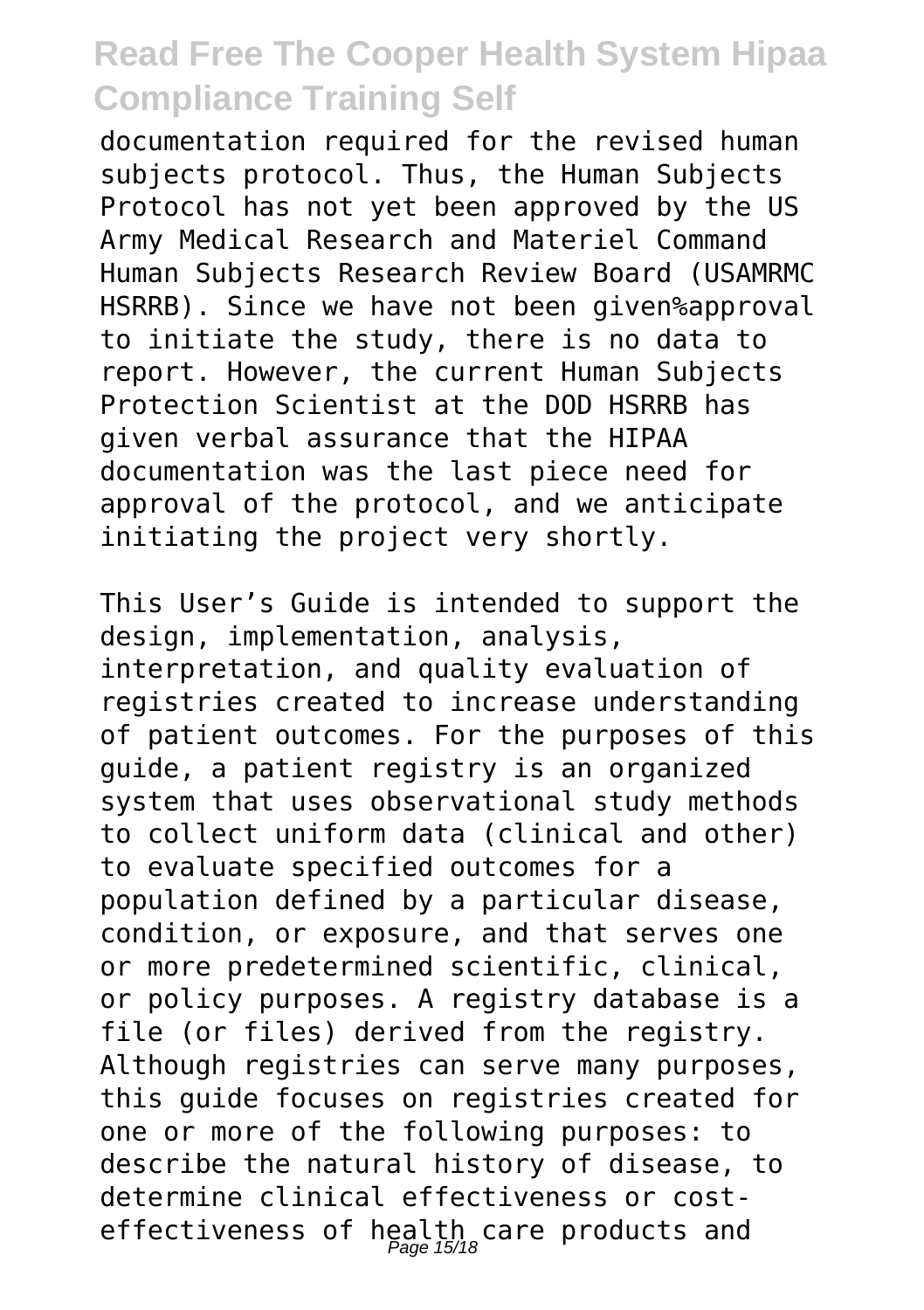documentation required for the revised human subjects protocol. Thus, the Human Subjects Protocol has not yet been approved by the US Army Medical Research and Materiel Command Human Subjects Research Review Board (USAMRMC HSRRB). Since we have not been given%approval to initiate the study, there is no data to report. However, the current Human Subjects Protection Scientist at the DOD HSRRB has given verbal assurance that the HIPAA documentation was the last piece need for approval of the protocol, and we anticipate initiating the project very shortly.

This User's Guide is intended to support the design, implementation, analysis, interpretation, and quality evaluation of registries created to increase understanding of patient outcomes. For the purposes of this guide, a patient registry is an organized system that uses observational study methods to collect uniform data (clinical and other) to evaluate specified outcomes for a population defined by a particular disease, condition, or exposure, and that serves one or more predetermined scientific, clinical, or policy purposes. A registry database is a file (or files) derived from the registry. Although registries can serve many purposes, this guide focuses on registries created for one or more of the following purposes: to describe the natural history of disease, to determine clinical effectiveness or cost-effectiveness of health care products and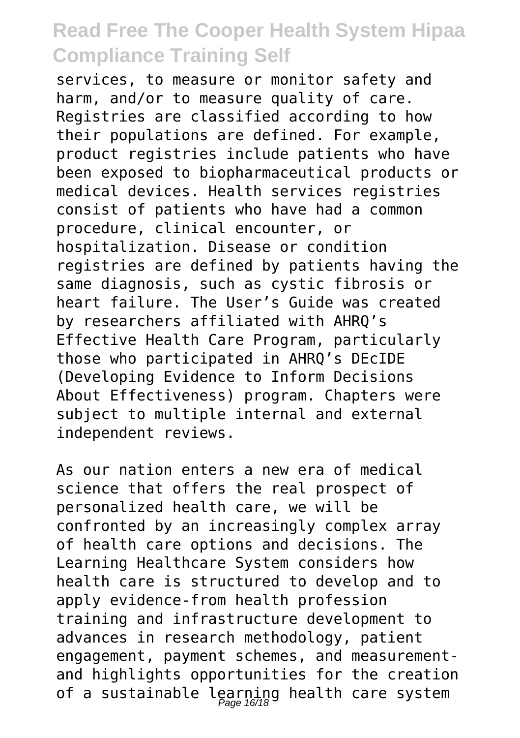services, to measure or monitor safety and harm, and/or to measure quality of care. Registries are classified according to how their populations are defined. For example, product registries include patients who have been exposed to biopharmaceutical products or medical devices. Health services registries consist of patients who have had a common procedure, clinical encounter, or hospitalization. Disease or condition registries are defined by patients having the same diagnosis, such as cystic fibrosis or heart failure. The User's Guide was created by researchers affiliated with AHRQ's Effective Health Care Program, particularly those who participated in AHRQ's DEcIDE (Developing Evidence to Inform Decisions About Effectiveness) program. Chapters were subject to multiple internal and external independent reviews.

As our nation enters a new era of medical science that offers the real prospect of personalized health care, we will be confronted by an increasingly complex array of health care options and decisions. The Learning Healthcare System considers how health care is structured to develop and to apply evidence-from health profession training and infrastructure development to advances in research methodology, patient engagement, payment schemes, and measurement-and highlights opportunities for the creation of a sustainable learning health care system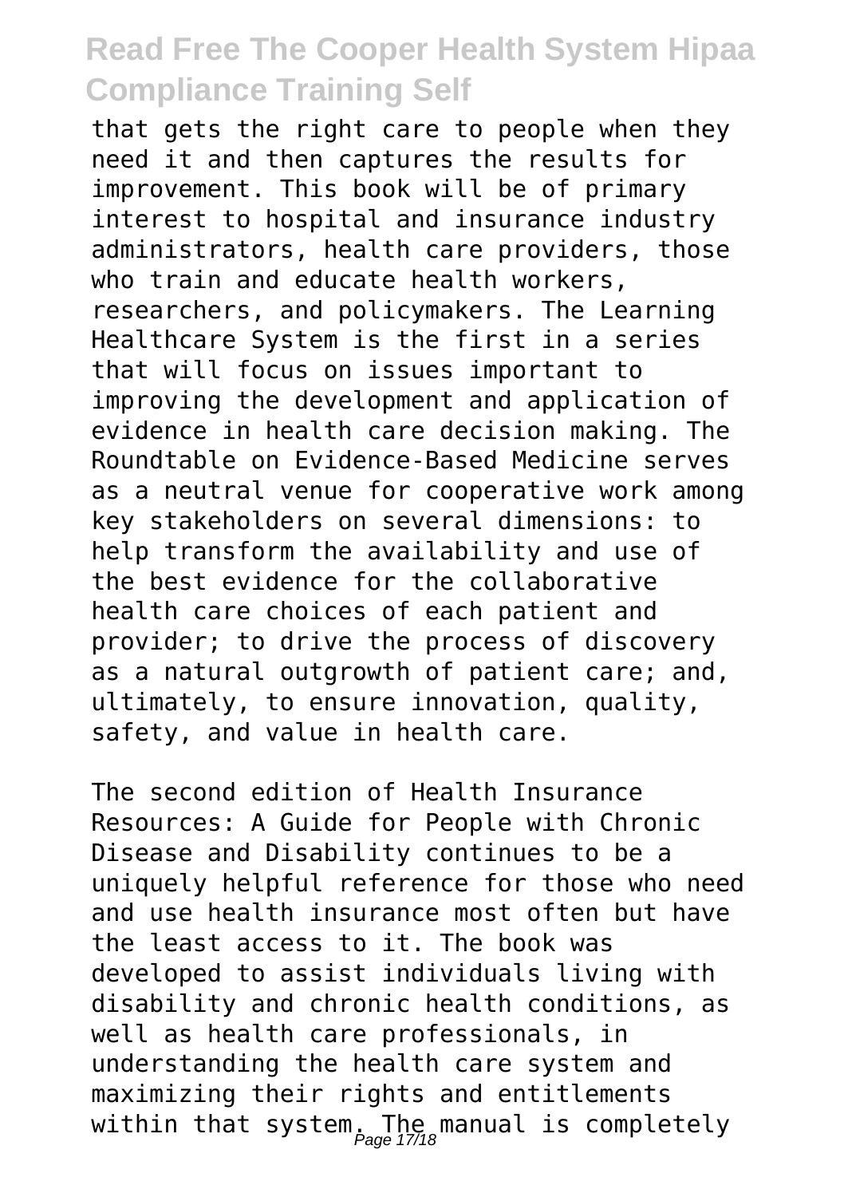that gets the right care to people when they need it and then captures the results for improvement. This book will be of primary interest to hospital and insurance industry administrators, health care providers, those who train and educate health workers, researchers, and policymakers. The Learning Healthcare System is the first in a series that will focus on issues important to improving the development and application of evidence in health care decision making. The Roundtable on Evidence-Based Medicine serves as a neutral venue for cooperative work among key stakeholders on several dimensions: to help transform the availability and use of the best evidence for the collaborative health care choices of each patient and provider; to drive the process of discovery as a natural outgrowth of patient care; and, ultimately, to ensure innovation, quality, safety, and value in health care.

The second edition of Health Insurance Resources: A Guide for People with Chronic Disease and Disability continues to be a uniquely helpful reference for those who need and use health insurance most often but have the least access to it. The book was developed to assist individuals living with disability and chronic health conditions, as well as health care professionals, in understanding the health care system and maximizing their rights and entitlements within that system. The manual is completely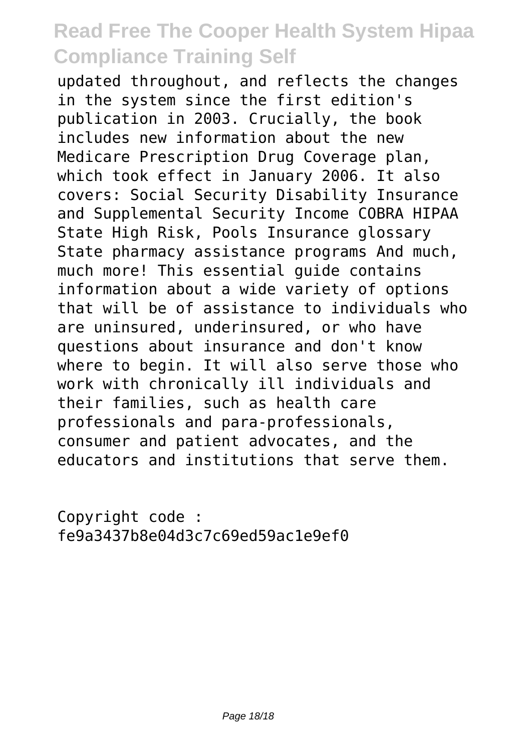updated throughout, and reflects the changes in the system since the first edition's publication in 2003. Crucially, the book includes new information about the new Medicare Prescription Drug Coverage plan, which took effect in January 2006. It also covers: Social Security Disability Insurance and Supplemental Security Income COBRA HIPAA State High Risk, Pools Insurance glossary State pharmacy assistance programs And much, much more! This essential guide contains information about a wide variety of options that will be of assistance to individuals who are uninsured, underinsured, or who have questions about insurance and don't know where to begin. It will also serve those who work with chronically ill individuals and their families, such as health care professionals and para-professionals, consumer and patient advocates, and the educators and institutions that serve them.

Copyright code : fe9a3437b8e04d3c7c69ed59ac1e9ef0